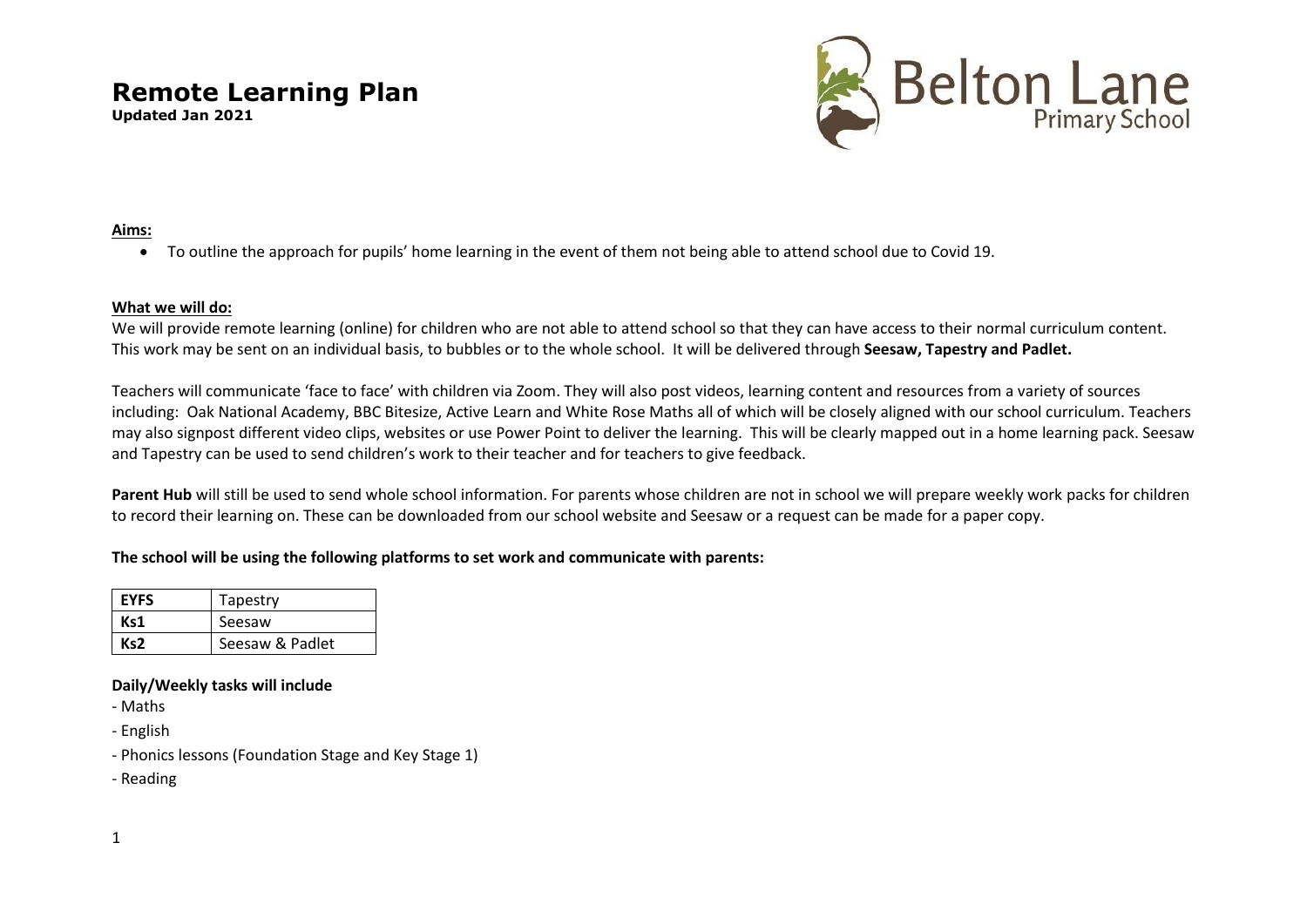# Remote Learning Plan

**Updated Jan 2021**

Belton Lane Primary School

**Aims:**

- To outline the approach for pupils' home learning in the event of them not being able to attend school due to Covid 19.

**What we will do:**

We will provide remote learning (online) for children who are not able to attend school so that they can have access to their normal curriculum content. This work may be sent on an individual basis, to bubbles or to the whole school. It will be delivered through **Seesaw, Tapestry and Padlet.**

Teachers will communicate 'face to face' with children via Zoom. They will also post videos, learning content and resources from a variety of sources including: Oak National Academy, BBC Bitesize, Active Learn and White Rose Maths all of which will be closely aligned with our school curriculum. Teachers may also signpost different video clips, websites or use Power Point to deliver the learning. This will be clearly mapped out in a home learning pack. Seesaw and Tapestry can be used to send children's work to their teacher and for teachers to give feedback.

**Parent Hub** will still be used to send whole school information. For parents whose children are not in school we will prepare weekly work packs for children to record their learning on. These can be downloaded from our school website and Seesaw or a request can be made for a paper copy.

**The school will be using the following platforms to set work and communicate with parents:**

| | |
|---|---|
| **EYFS** | Tapestry |
| **Ks1** | Seesaw |
| **Ks2** | Seesaw & Padlet |

**Daily/Weekly tasks will include**

- Maths
- English
- Phonics lessons (Foundation Stage and Key Stage 1)
- Reading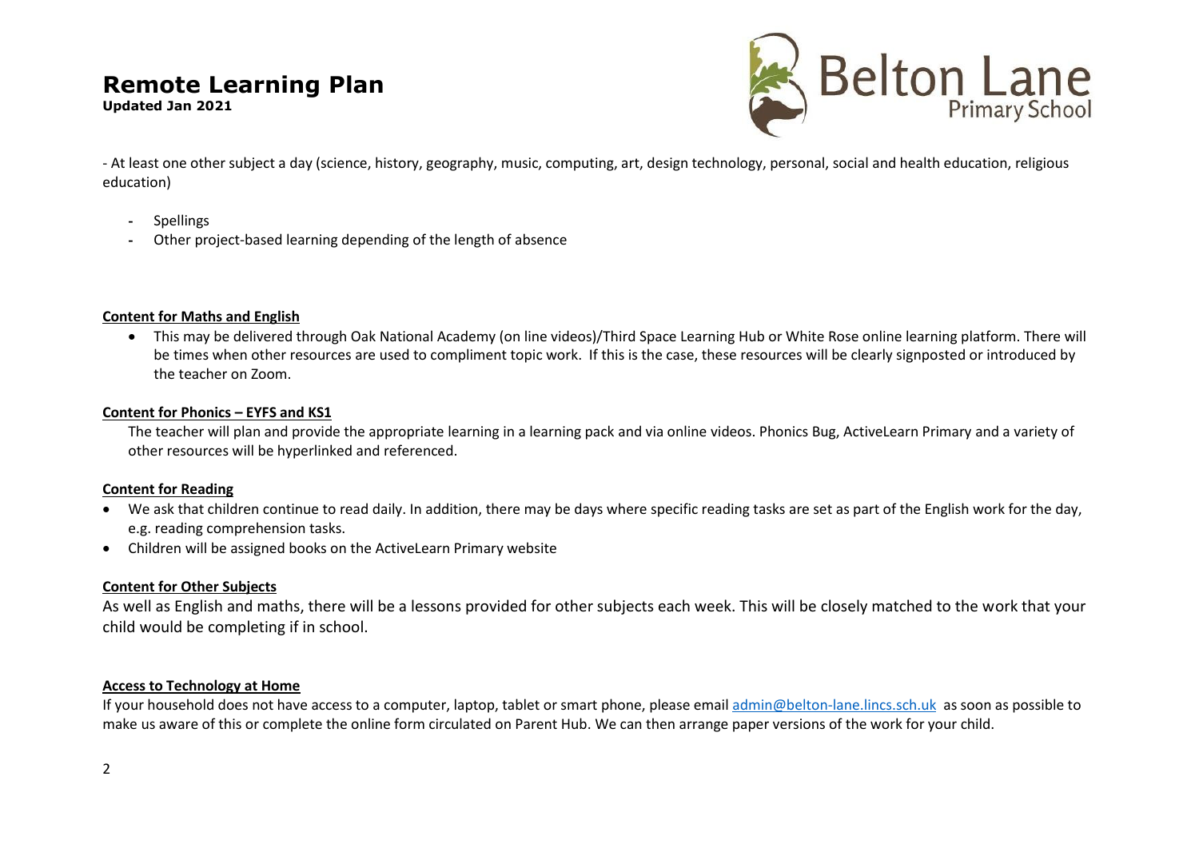- At least one other subject a day (science, history, geography, music, computing, art, design technology, personal, social and health education, religious education)

- Spellings
- Other project-based learning depending of the length of absence

**Content for Maths and English**

- This may be delivered through Oak National Academy (on line videos)/Third Space Learning Hub or White Rose online learning platform. There will be times when other resources are used to compliment topic work. If this is the case, these resources will be clearly signposted or introduced by the teacher on Zoom.

**Content for Phonics – EYFS and KS1**

The teacher will plan and provide the appropriate learning in a learning pack and via online videos. Phonics Bug, ActiveLearn Primary and a variety of other resources will be hyperlinked and referenced.

**Content for Reading**

- We ask that children continue to read daily. In addition, there may be days where specific reading tasks are set as part of the English work for the day, e.g. reading comprehension tasks.
- Children will be assigned books on the ActiveLearn Primary website

**Content for Other Subjects**

As well as English and maths, there will be a lessons provided for other subjects each week. This will be closely matched to the work that your child would be completing if in school.

**Access to Technology at Home**

If your household does not have access to a computer, laptop, tablet or smart phone, please email admin@belton-lane.lincs.sch.uk as soon as possible to make us aware of this or complete the online form circulated on Parent Hub. We can then arrange paper versions of the work for your child.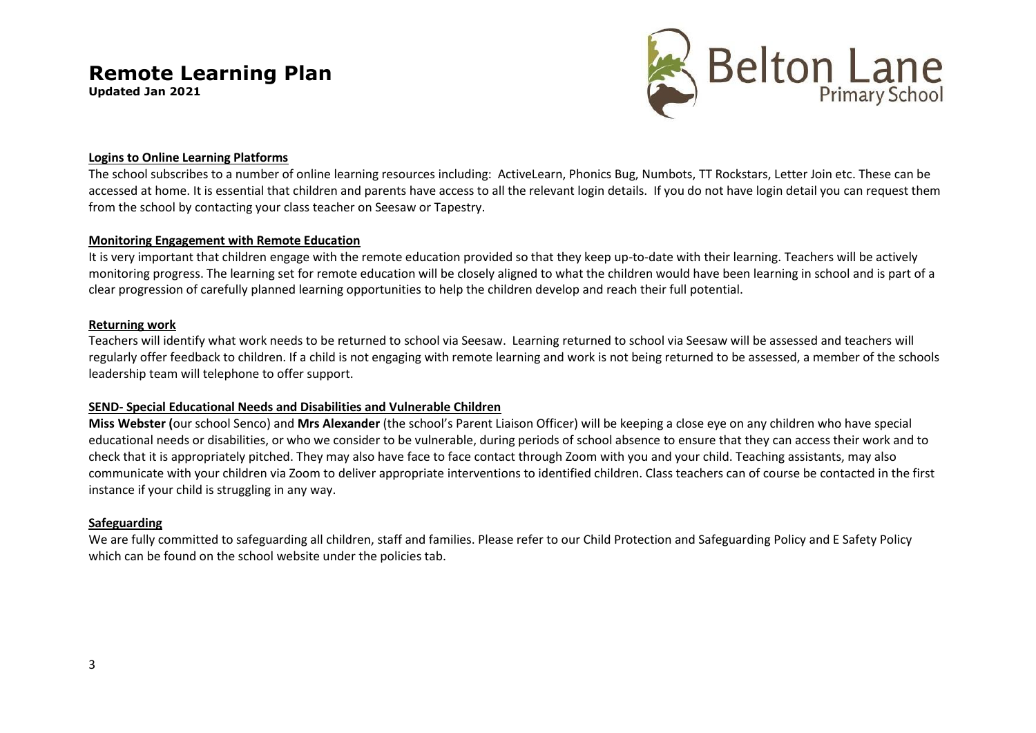# Remote Learning Plan

**Updated Jan 2021**

**Logins to Online Learning Platforms**

The school subscribes to a number of online learning resources including: ActiveLearn, Phonics Bug, Numbots, TT Rockstars, Letter Join etc. These can be accessed at home. It is essential that children and parents have access to all the relevant login details. If you do not have login detail you can request them from the school by contacting your class teacher on Seesaw or Tapestry.

**Monitoring Engagement with Remote Education**

It is very important that children engage with the remote education provided so that they keep up-to-date with their learning. Teachers will be actively monitoring progress. The learning set for remote education will be closely aligned to what the children would have been learning in school and is part of a clear progression of carefully planned learning opportunities to help the children develop and reach their full potential.

**Returning work**

Teachers will identify what work needs to be returned to school via Seesaw. Learning returned to school via Seesaw will be assessed and teachers will regularly offer feedback to children. If a child is not engaging with remote learning and work is not being returned to be assessed, a member of the schools leadership team will telephone to offer support.

**SEND- Special Educational Needs and Disabilities and Vulnerable Children**

**Miss Webster (**our school Senco) and **Mrs Alexander** (the school's Parent Liaison Officer) will be keeping a close eye on any children who have special educational needs or disabilities, or who we consider to be vulnerable, during periods of school absence to ensure that they can access their work and to check that it is appropriately pitched. They may also have face to face contact through Zoom with you and your child. Teaching assistants, may also communicate with your children via Zoom to deliver appropriate interventions to identified children. Class teachers can of course be contacted in the first instance if your child is struggling in any way.

**Safeguarding**

We are fully committed to safeguarding all children, staff and families. Please refer to our Child Protection and Safeguarding Policy and E Safety Policy which can be found on the school website under the policies tab.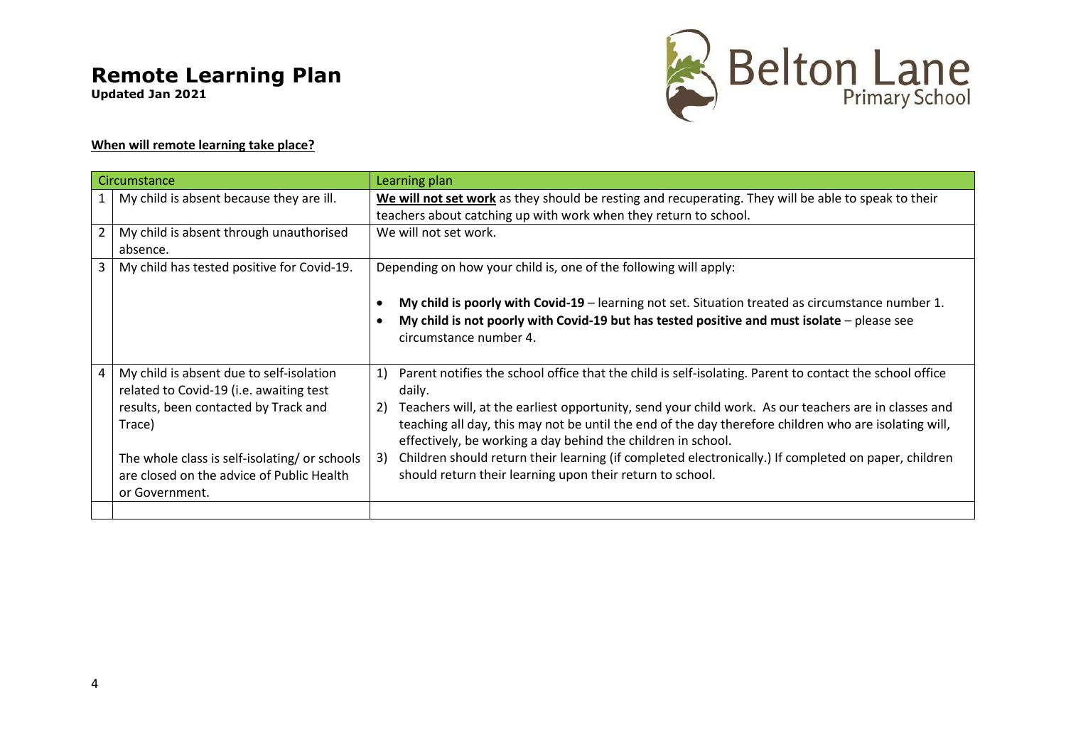# Remote Learning Plan

**Updated Jan 2021**

**When will remote learning take place?**

| | Circumstance | Learning plan |
|---|---|---|
| 1 | My child is absent because they are ill. | **We will not set work** as they should be resting and recuperating. They will be able to speak to their teachers about catching up with work when they return to school. |
| 2 | My child is absent through unauthorised absence. | We will not set work. |
| 3 | My child has tested positive for Covid-19. | Depending on how your child is, one of the following will apply:<br><br>• **My child is poorly with Covid-19** – learning not set. Situation treated as circumstance number 1.<br>• **My child is not poorly with Covid-19 but has tested positive and must isolate** – please see circumstance number 4. |
| 4 | My child is absent due to self-isolation related to Covid-19 (i.e. awaiting test results, been contacted by Track and Trace)<br><br>The whole class is self-isolating/ or schools are closed on the advice of Public Health or Government. | 1) Parent notifies the school office that the child is self-isolating. Parent to contact the school office daily.<br>2) Teachers will, at the earliest opportunity, send your child work. As our teachers are in classes and teaching all day, this may not be until the end of the day therefore children who are isolating will, effectively, be working a day behind the children in school.<br>3) Children should return their learning (if completed electronically.) If completed on paper, children should return their learning upon their return to school. |
| | | |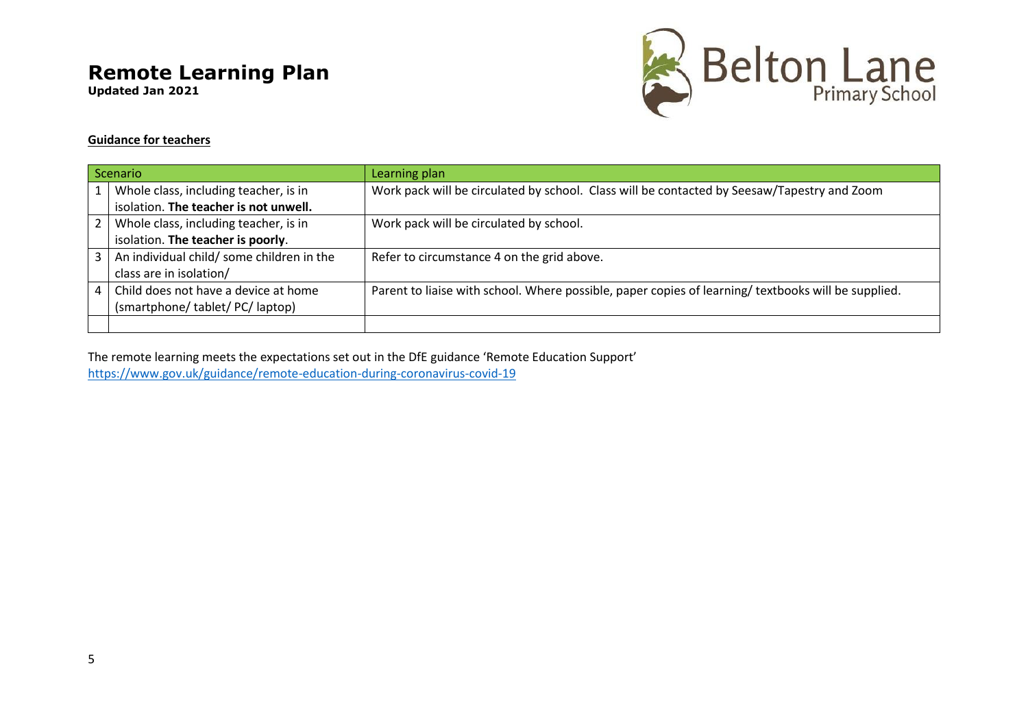# Remote Learning Plan

**Updated Jan 2021**

Belton Lane
Primary School

**Guidance for teachers**

| | Scenario | Learning plan |
|---|---|---|
| 1 | Whole class, including teacher, is in isolation. **The teacher is not unwell.** | Work pack will be circulated by school. Class will be contacted by Seesaw/Tapestry and Zoom |
| 2 | Whole class, including teacher, is in isolation. **The teacher is poorly**. | Work pack will be circulated by school. |
| 3 | An individual child/ some children in the class are in isolation/ | Refer to circumstance 4 on the grid above. |
| 4 | Child does not have a device at home (smartphone/ tablet/ PC/ laptop) | Parent to liaise with school. Where possible, paper copies of learning/ textbooks will be supplied. |
| | | |

The remote learning meets the expectations set out in the DfE guidance 'Remote Education Support'
https://www.gov.uk/guidance/remote-education-during-coronavirus-covid-19